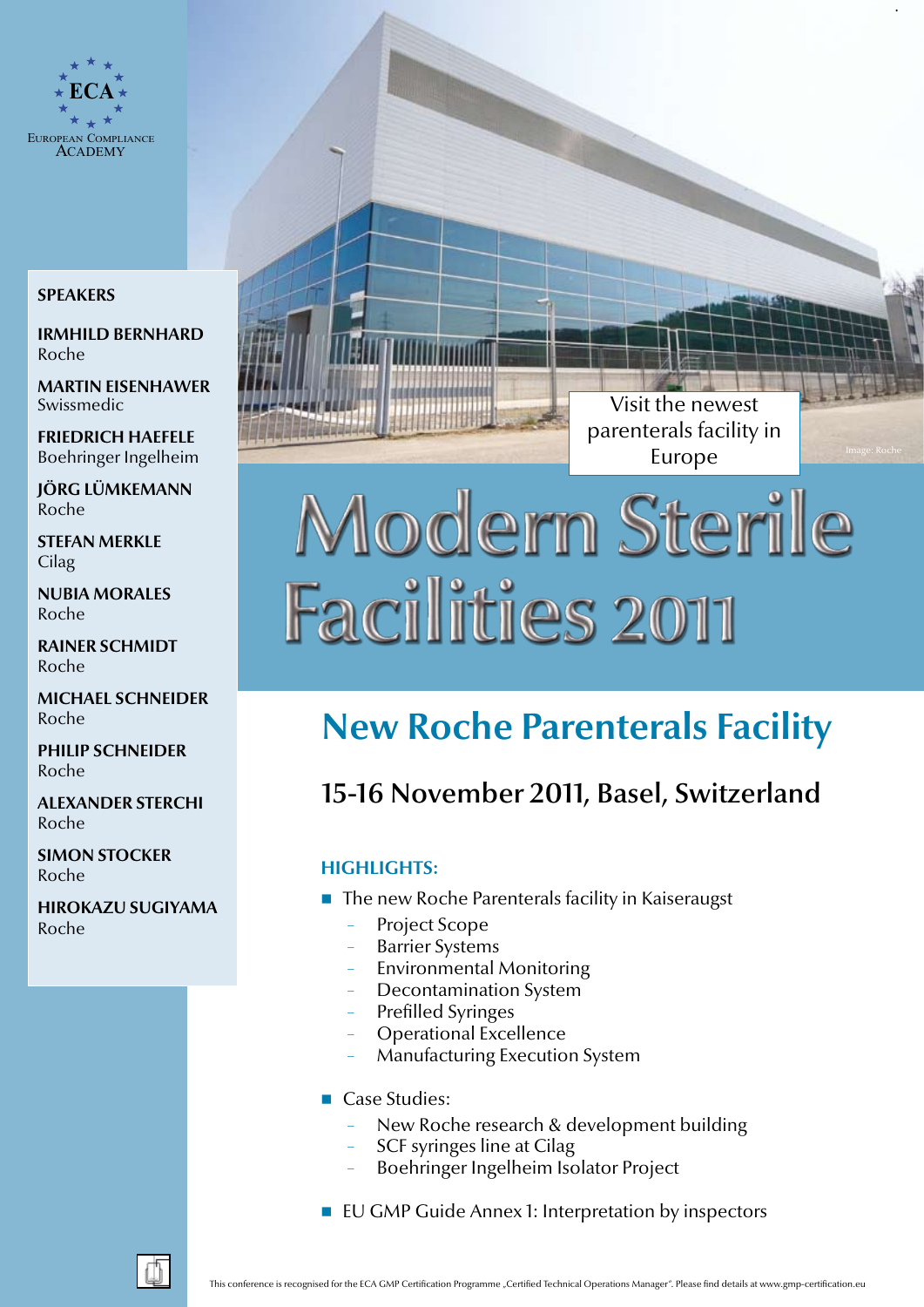ECA

European Compliance Academy

## SPEAKERS

**IRMHILD BERNHARD**
Roche

**MARTIN EISENHAWER**
Swissmedic

**FRIEDRICH HAEFELE**
Boehringer Ingelheim

**JÖRG LÜMKEMANN**
Roche

**STEFAN MERKLE**
Cilag

**NUBIA MORALES**
Roche

**RAINER SCHMIDT**
Roche

**MICHAEL SCHNEIDER**
Roche

**PHILIP SCHNEIDER**
Roche

**ALEXANDER STERCHI**
Roche

**SIMON STOCKER**
Roche

**HIROKAZU SUGIYAMA**
Roche

Visit the newest parenterals facility in Europe

Image: Roche

# Modern Sterile Facilities 2011

## New Roche Parenterals Facility

### 15-16 November 2011, Basel, Switzerland

**HIGHLIGHTS:**

- The new Roche Parenterals facility in Kaiseraugst
  - Project Scope
  - Barrier Systems
  - Environmental Monitoring
  - Decontamination System
  - Prefilled Syringes
  - Operational Excellence
  - Manufacturing Execution System
- Case Studies:
  - New Roche research & development building
  - SCF syringes line at Cilag
  - Boehringer Ingelheim Isolator Project
- EU GMP Guide Annex 1: Interpretation by inspectors

This conference is recognised for the ECA GMP Certification Programme „Certified Technical Operations Manager". Please find details at www.gmp-certification.eu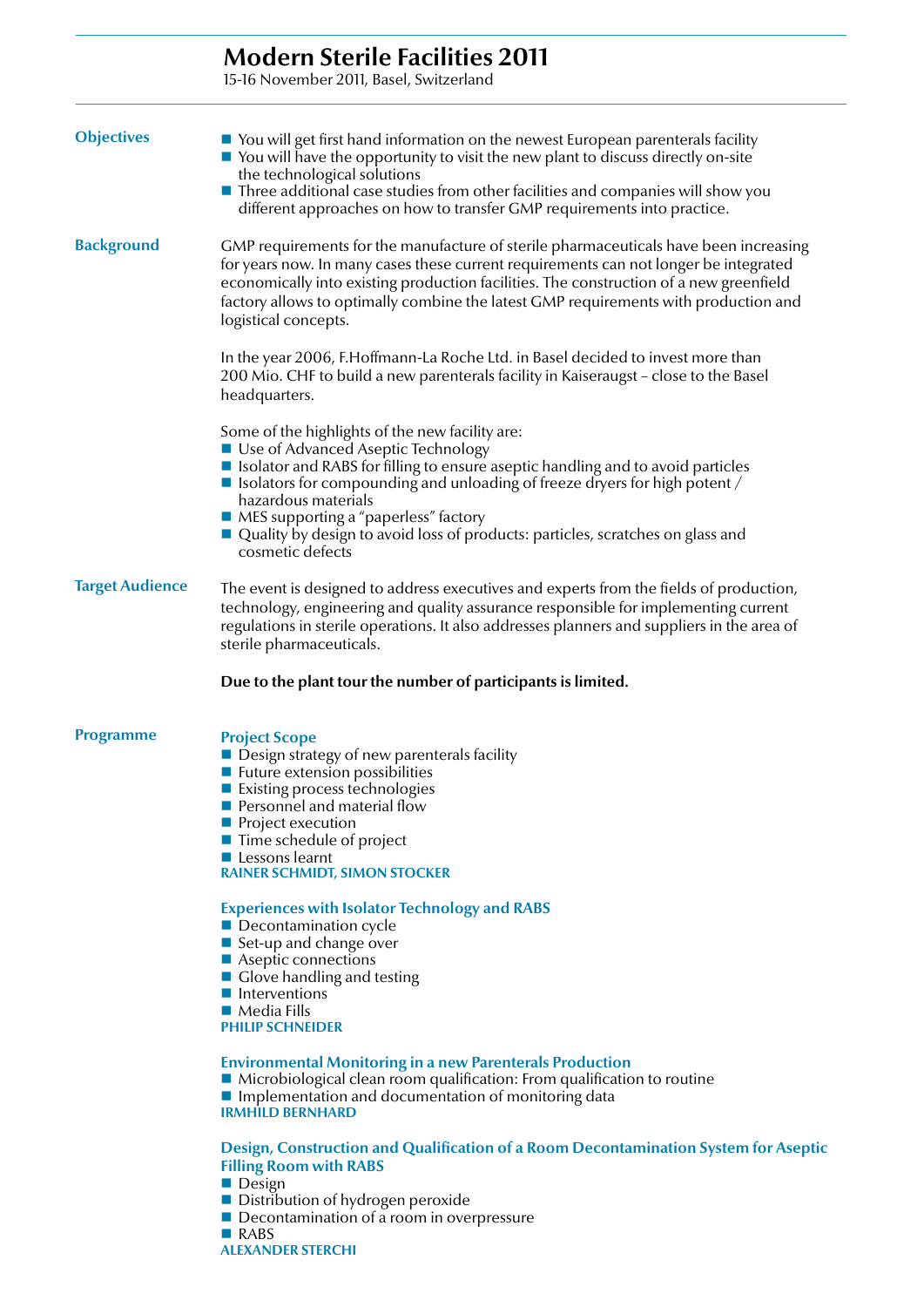# Modern Sterile Facilities 2011

15-16 November 2011, Basel, Switzerland

## Objectives

- You will get first hand information on the newest European parenterals facility
- You will have the opportunity to visit the new plant to discuss directly on-site the technological solutions
- Three additional case studies from other facilities and companies will show you different approaches on how to transfer GMP requirements into practice.

## Background

GMP requirements for the manufacture of sterile pharmaceuticals have been increasing for years now. In many cases these current requirements can not longer be integrated economically into existing production facilities. The construction of a new greenfield factory allows to optimally combine the latest GMP requirements with production and logistical concepts.

In the year 2006, F.Hoffmann-La Roche Ltd. in Basel decided to invest more than 200 Mio. CHF to build a new parenterals facility in Kaiseraugst – close to the Basel headquarters.

Some of the highlights of the new facility are:

- Use of Advanced Aseptic Technology
- Isolator and RABS for filling to ensure aseptic handling and to avoid particles
- Isolators for compounding and unloading of freeze dryers for high potent / hazardous materials
- MES supporting a "paperless" factory
- Quality by design to avoid loss of products: particles, scratches on glass and cosmetic defects

## Target Audience

The event is designed to address executives and experts from the fields of production, technology, engineering and quality assurance responsible for implementing current regulations in sterile operations. It also addresses planners and suppliers in the area of sterile pharmaceuticals.

**Due to the plant tour the number of participants is limited.**

## Programme

### Project Scope

- Design strategy of new parenterals facility
- Future extension possibilities
- Existing process technologies
- Personnel and material flow
- Project execution
- Time schedule of project
- Lessons learnt

RAINER SCHMIDT, SIMON STOCKER

### Experiences with Isolator Technology and RABS

- Decontamination cycle
- Set-up and change over
- Aseptic connections
- Glove handling and testing
- Interventions
- Media Fills

PHILIP SCHNEIDER

### Environmental Monitoring in a new Parenterals Production

- Microbiological clean room qualification: From qualification to routine
- Implementation and documentation of monitoring data

IRMHILD BERNHARD

### Design, Construction and Qualification of a Room Decontamination System for Aseptic Filling Room with RABS

- Design
- Distribution of hydrogen peroxide
- Decontamination of a room in overpressure
- RABS

ALEXANDER STERCHI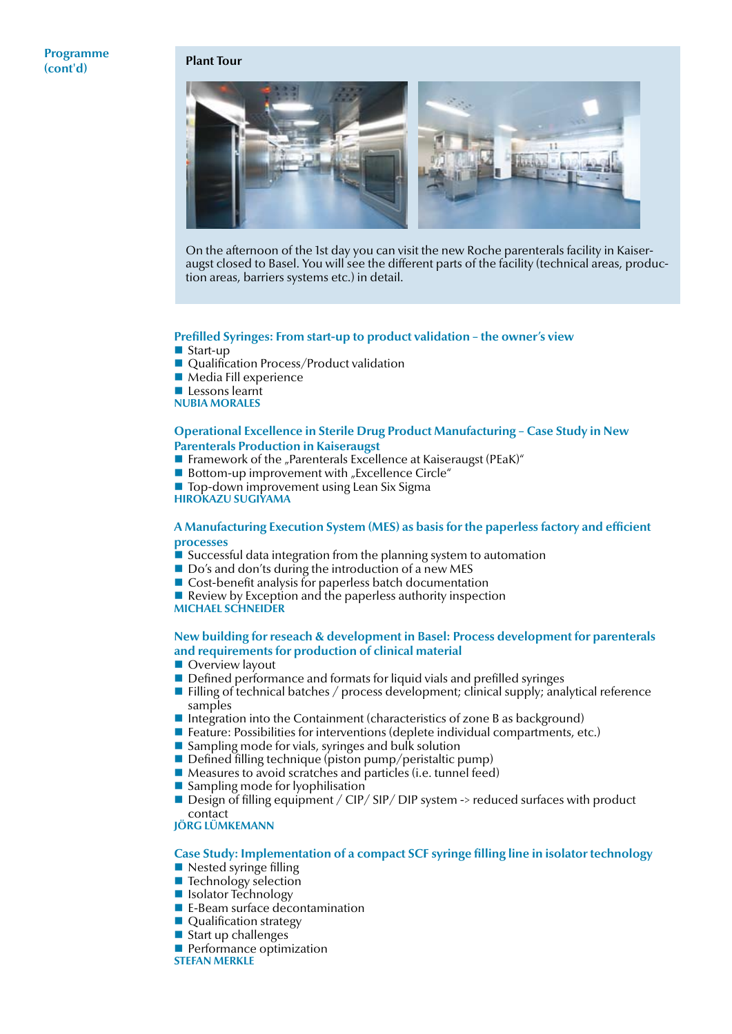**Programme (cont'd)**

## Plant Tour

On the afternoon of the 1st day you can visit the new Roche parenterals facility in Kaiseraugst closed to Basel. You will see the different parts of the facility (technical areas, production areas, barriers systems etc.) in detail.

### Prefilled Syringes: From start-up to product validation – the owner's view

- Start-up
- Qualification Process/Product validation
- Media Fill experience
- Lessons learnt

**NUBIA MORALES**

### Operational Excellence in Sterile Drug Product Manufacturing – Case Study in New Parenterals Production in Kaiseraugst

- Framework of the „Parenterals Excellence at Kaiseraugst (PEaK)"
- Bottom-up improvement with „Excellence Circle"
- Top-down improvement using Lean Six Sigma

**HIROKAZU SUGIYAMA**

### A Manufacturing Execution System (MES) as basis for the paperless factory and efficient processes

- Successful data integration from the planning system to automation
- Do's and don'ts during the introduction of a new MES
- Cost-benefit analysis for paperless batch documentation
- Review by Exception and the paperless authority inspection

**MICHAEL SCHNEIDER**

### New building for reseach & development in Basel: Process development for parenterals and requirements for production of clinical material

- Overview layout
- Defined performance and formats for liquid vials and prefilled syringes
- Filling of technical batches / process development; clinical supply; analytical reference samples
- Integration into the Containment (characteristics of zone B as background)
- Feature: Possibilities for interventions (deplete individual compartments, etc.)
- Sampling mode for vials, syringes and bulk solution
- Defined filling technique (piston pump/peristaltic pump)
- Measures to avoid scratches and particles (i.e. tunnel feed)
- Sampling mode for lyophilisation
- Design of filling equipment / CIP/ SIP/ DIP system -> reduced surfaces with product contact

**JÖRG LÜMKEMANN**

### Case Study: Implementation of a compact SCF syringe filling line in isolator technology

- Nested syringe filling
- Technology selection
- Isolator Technology
- E-Beam surface decontamination
- Qualification strategy
- Start up challenges
- Performance optimization

**STEFAN MERKLE**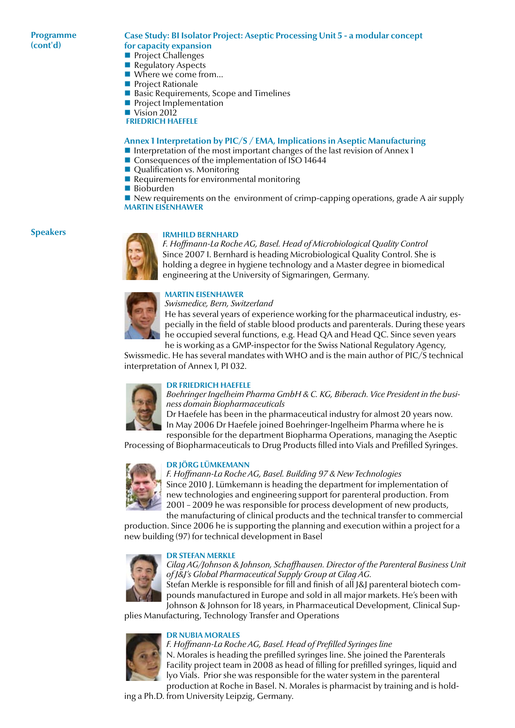## Programme (cont'd)

### Case Study: BI Isolator Project: Aseptic Processing Unit 5 - a modular concept for capacity expansion

- Project Challenges
- Regulatory Aspects
- Where we come from...
- Project Rationale
- Basic Requirements, Scope and Timelines
- Project Implementation
- Vision 2012

**FRIEDRICH HAEFELE**

### Annex 1 Interpretation by PIC/S / EMA, Implications in Aseptic Manufacturing

- Interpretation of the most important changes of the last revision of Annex 1
- Consequences of the implementation of ISO 14644
- Qualification vs. Monitoring
- Requirements for environmental monitoring
- Bioburden
- New requirements on the environment of crimp-capping operations, grade A air supply

**MARTIN EISENHAWER**

## Speakers

**IRMHILD BERNHARD**
*F. Hoffmann-La Roche AG, Basel. Head of Microbiological Quality Control*
Since 2007 I. Bernhard is heading Microbiological Quality Control. She is holding a degree in hygiene technology and a Master degree in biomedical engineering at the University of Sigmaringen, Germany.

**MARTIN EISENHAWER**
*Swismedice, Bern, Switzerland*
He has several years of experience working for the pharmaceutical industry, especially in the field of stable blood products and parenterals. During these years he occupied several functions, e.g. Head QA and Head QC. Since seven years he is working as a GMP-inspector for the Swiss National Regulatory Agency, Swissmedic. He has several mandates with WHO and is the main author of PIC/S technical interpretation of Annex 1, PI 032.

**DR FRIEDRICH HAEFELE**
*Boehringer Ingelheim Pharma GmbH & C. KG, Biberach. Vice President in the business domain Biopharmaceuticals*
Dr Haefele has been in the pharmaceutical industry for almost 20 years now. In May 2006 Dr Haefele joined Boehringer-Ingelheim Pharma where he is responsible for the department Biopharma Operations, managing the Aseptic Processing of Biopharmaceuticals to Drug Products filled into Vials and Prefilled Syringes.

**DR JÖRG LÜMKEMANN**
*F. Hoffmann-La Roche AG, Basel. Building 97 & New Technologies*
Since 2010 J. Lümkemann is heading the department for implementation of new technologies and engineering support for parenteral production. From 2001 – 2009 he was responsible for process development of new products, the manufacturing of clinical products and the technical transfer to commercial production. Since 2006 he is supporting the planning and execution within a project for a new building (97) for technical development in Basel

**DR STEFAN MERKLE**
*Cilag AG/Johnson & Johnson, Schaffhausen. Director of the Parenteral Business Unit of J&J's Global Pharmaceutical Supply Group at Cilag AG.*
Stefan Merkle is responsible for fill and finish of all J&J parenteral biotech compounds manufactured in Europe and sold in all major markets. He's been with Johnson & Johnson for 18 years, in Pharmaceutical Development, Clinical Supplies Manufacturing, Technology Transfer and Operations

**DR NUBIA MORALES**
*F. Hoffmann-La Roche AG, Basel. Head of Prefilled Syringes line*
N. Morales is heading the prefilled syringes line. She joined the Parenterals Facility project team in 2008 as head of filling for prefilled syringes, liquid and lyo Vials. Prior she was responsible for the water system in the parenteral production at Roche in Basel. N. Morales is pharmacist by training and is holding a Ph.D. from University Leipzig, Germany.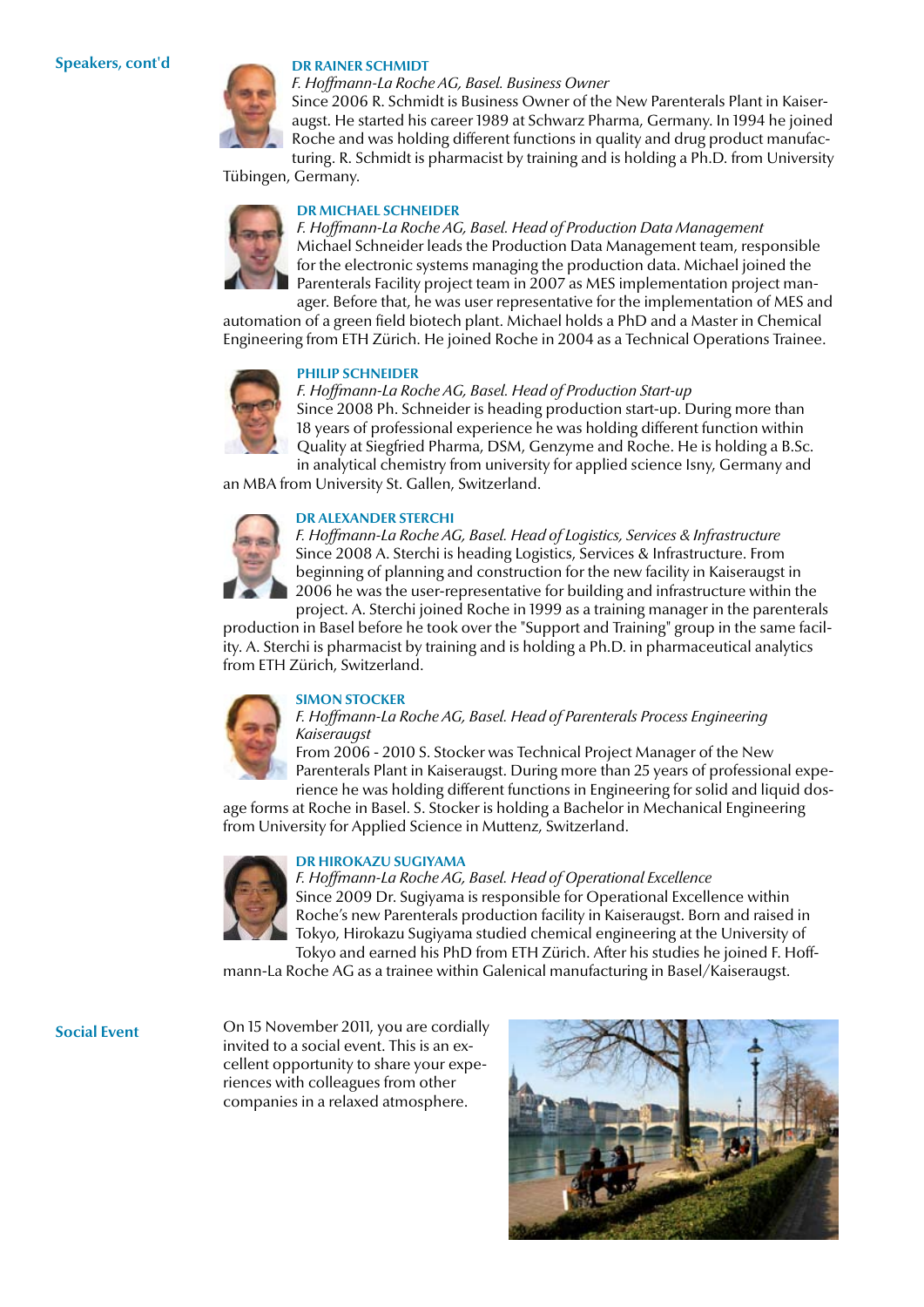## Speakers, cont'd

**DR RAINER SCHMIDT**

*F. Hoffmann-La Roche AG, Basel. Business Owner*

Since 2006 R. Schmidt is Business Owner of the New Parenterals Plant in Kaiseraugst. He started his career 1989 at Schwarz Pharma, Germany. In 1994 he joined Roche and was holding different functions in quality and drug product manufacturing. R. Schmidt is pharmacist by training and is holding a Ph.D. from University Tübingen, Germany.

**DR MICHAEL SCHNEIDER**

*F. Hoffmann-La Roche AG, Basel. Head of Production Data Management*

Michael Schneider leads the Production Data Management team, responsible for the electronic systems managing the production data. Michael joined the Parenterals Facility project team in 2007 as MES implementation project manager. Before that, he was user representative for the implementation of MES and automation of a green field biotech plant. Michael holds a PhD and a Master in Chemical Engineering from ETH Zürich. He joined Roche in 2004 as a Technical Operations Trainee.

**PHILIP SCHNEIDER**

*F. Hoffmann-La Roche AG, Basel. Head of Production Start-up*

Since 2008 Ph. Schneider is heading production start-up. During more than 18 years of professional experience he was holding different function within Quality at Siegfried Pharma, DSM, Genzyme and Roche. He is holding a B.Sc. in analytical chemistry from university for applied science Isny, Germany and an MBA from University St. Gallen, Switzerland.

**DR ALEXANDER STERCHI**

*F. Hoffmann-La Roche AG, Basel. Head of Logistics, Services & Infrastructure*

Since 2008 A. Sterchi is heading Logistics, Services & Infrastructure. From beginning of planning and construction for the new facility in Kaiseraugst in 2006 he was the user-representative for building and infrastructure within the project. A. Sterchi joined Roche in 1999 as a training manager in the parenterals production in Basel before he took over the "Support and Training" group in the same facility. A. Sterchi is pharmacist by training and is holding a Ph.D. in pharmaceutical analytics from ETH Zürich, Switzerland.

**SIMON STOCKER**

*F. Hoffmann-La Roche AG, Basel. Head of Parenterals Process Engineering Kaiseraugst*

From 2006 - 2010 S. Stocker was Technical Project Manager of the New Parenterals Plant in Kaiseraugst. During more than 25 years of professional experience he was holding different functions in Engineering for solid and liquid dosage forms at Roche in Basel. S. Stocker is holding a Bachelor in Mechanical Engineering from University for Applied Science in Muttenz, Switzerland.

**DR HIROKAZU SUGIYAMA**

*F. Hoffmann-La Roche AG, Basel. Head of Operational Excellence*

Since 2009 Dr. Sugiyama is responsible for Operational Excellence within Roche's new Parenterals production facility in Kaiseraugst. Born and raised in Tokyo, Hirokazu Sugiyama studied chemical engineering at the University of Tokyo and earned his PhD from ETH Zürich. After his studies he joined F. Hoffmann-La Roche AG as a trainee within Galenical manufacturing in Basel/Kaiseraugst.

## Social Event

On 15 November 2011, you are cordially invited to a social event. This is an excellent opportunity to share your experiences with colleagues from other companies in a relaxed atmosphere.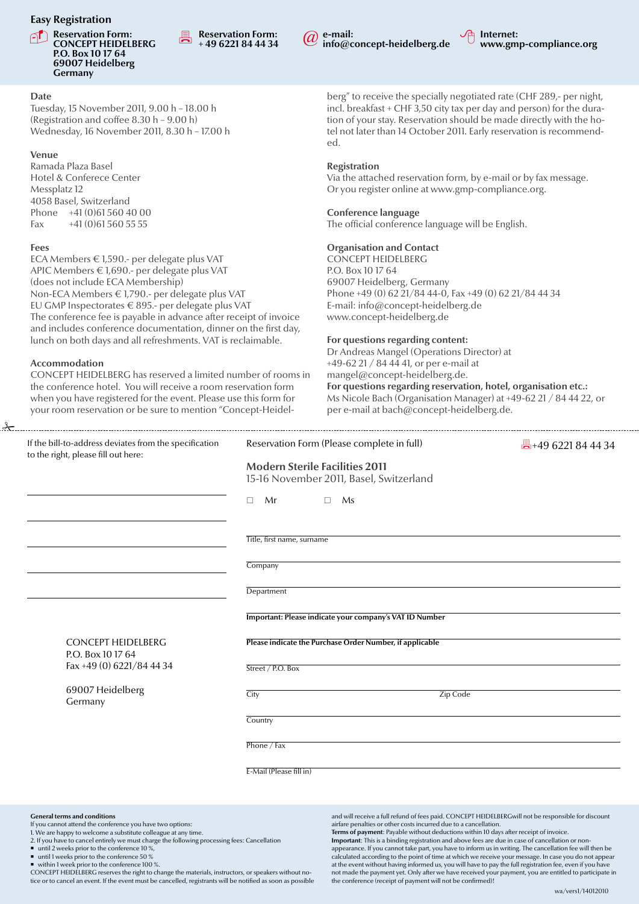## Easy Registration

**Reservation Form:**
**CONCEPT HEIDELBERG**
**P.O. Box 10 17 64**
**69007 Heidelberg**
**Germany**

**Reservation Form:**
**+ 49 6221 84 44 34**

**e-mail:**
**info@concept-heidelberg.de**

**Internet:**
**www.gmp-compliance.org**

### Date

Tuesday, 15 November 2011, 9.00 h – 18.00 h
(Registration and coffee 8.30 h – 9.00 h)
Wednesday, 16 November 2011, 8.30 h – 17.00 h

### Venue

Ramada Plaza Basel
Hotel & Conferece Center
Messplatz 12
4058 Basel, Switzerland
Phone +41 (0)61 560 40 00
Fax +41 (0)61 560 55 55

### Fees

ECA Members € 1,590.- per delegate plus VAT
APIC Members € 1,690.- per delegate plus VAT
(does not include ECA Membership)
Non-ECA Members € 1,790.- per delegate plus VAT
EU GMP Inspectorates € 895.- per delegate plus VAT
The conference fee is payable in advance after receipt of invoice and includes conference documentation, dinner on the first day, lunch on both days and all refreshments. VAT is reclaimable.

### Accommodation

CONCEPT HEIDELBERG has reserved a limited number of rooms in the conference hotel. You will receive a room reservation form when you have registered for the event. Please use this form for your room reservation or be sure to mention "Concept-Heidelberg" to receive the specially negotiated rate (CHF 289,- per night, incl. breakfast + CHF 3,50 city tax per day and person) for the duration of your stay. Reservation should be made directly with the hotel not later than 14 October 2011. Early reservation is recommended.

### Registration

Via the attached reservation form, by e-mail or by fax message. Or you register online at www.gmp-compliance.org.

### Conference language

The official conference language will be English.

### Organisation and Contact

CONCEPT HEIDELBERG
P.O. Box 10 17 64
69007 Heidelberg, Germany
Phone +49 (0) 62 21/84 44-0, Fax +49 (0) 62 21/84 44 34
E-mail: info@concept-heidelberg.de
www.concept-heidelberg.de

### For questions regarding content:

Dr Andreas Mangel (Operations Director) at +49-62 21 / 84 44 41, or per e-mail at mangel@concept-heidelberg.de.

**For questions regarding reservation, hotel, organisation etc.:**
Ms Nicole Bach (Organisation Manager) at +49-62 21 / 84 44 22, or per e-mail at bach@concept-heidelberg.de.

---

If the bill-to-address deviates from the specification to the right, please fill out here:

\_\_\_\_\_\_\_\_\_\_\_\_\_\_\_\_\_\_\_\_

\_\_\_\_\_\_\_\_\_\_\_\_\_\_\_\_\_\_\_\_

\_\_\_\_\_\_\_\_\_\_\_\_\_\_\_\_\_\_\_\_

\_\_\_\_\_\_\_\_\_\_\_\_\_\_\_\_\_\_\_\_

\_\_\_\_\_\_\_\_\_\_\_\_\_\_\_\_\_\_\_\_

CONCEPT HEIDELBERG
P.O. Box 10 17 64
Fax +49 (0) 6221/84 44 34

69007 Heidelberg
Germany

Reservation Form (Please complete in full) +49 6221 84 44 34

**Modern Sterile Facilities 2011**
15-16 November 2011, Basel, Switzerland

☐ Mr ☐ Ms

Title, first name, surname

Company

Department

**Important: Please indicate your company's VAT ID Number**

**Please indicate the Purchase Order Number, if applicable**

Street / P.O. Box

City Zip Code

Country

Phone / Fax

E-Mail (Please fill in)

---

**General terms and conditions**
If you cannot attend the conference you have two options:
1. We are happy to welcome a substitute colleague at any time.
2. If you have to cancel entirely we must charge the following processing fees: Cancellation
- until 2 weeks prior to the conference 10 %,
- until 1 weeks prior to the conference 50 %
- within 1 week prior to the conference 100 %.

CONCEPT HEIDELBERG reserves the right to change the materials, instructors, or speakers without notice or to cancel an event. If the event must be cancelled, registrants will be notified as soon as possible and will receive a full refund of fees paid. CONCEPT HEIDELBERGwill not be responsible for discount airfare penalties or other costs incurred due to a cancellation.

**Terms of payment**: Payable without deductions within 10 days after receipt of invoice.

**Important**: This is a binding registration and above fees are due in case of cancellation or non-appearance. If you cannot take part, you have to inform us in writing. The cancellation fee will then be calculated according to the point of time at which we receive your message. In case you do not appear at the event without having informed us, you will have to pay the full registration fee, even if you have not made the payment yet. Only after we have received your payment, you are entitled to participate in the conference (receipt of payment will not be confirmed)!

wa/vers1/14012010